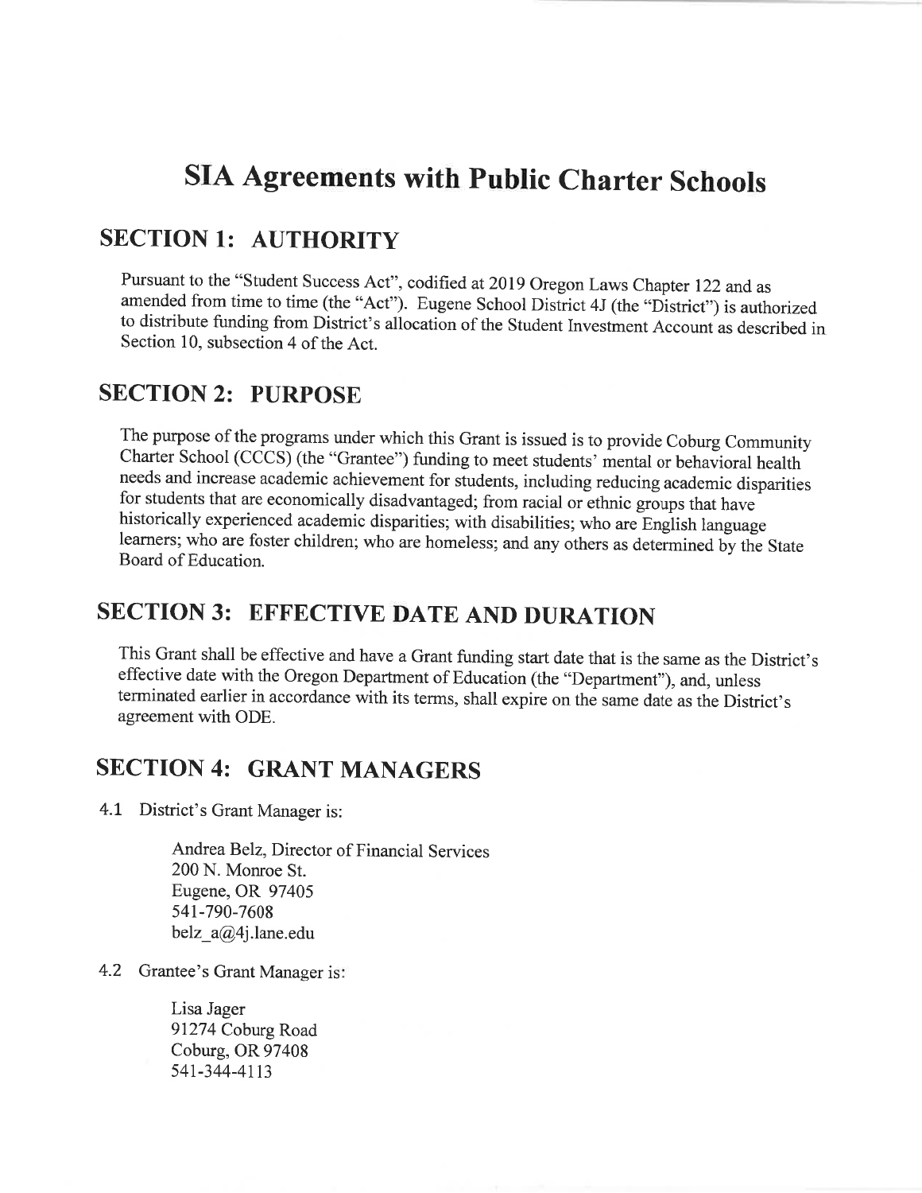# SIA Agreements with Public Charter Schools

## SECTION 1: AUTHORITY

Pursuant to the "Student Success Act", codified at 2019 Oregon Laws Chapter 122 and as amended from time to time (the "Act"). Eugene School District 4J (the "District") is authorized to distribute funding from District's allocation of the Student Investment Account as described in Section 10, subsection 4 of the Act.

## SECTION 2: PURPOSE

The purpose of the programs under which this Grant is issued is to provide Coburg Community Charter School (CCCS) (the "Grantee") funding to meet students' mental or behavioral health needs and increase academic achievement for students, including reducing academic disparities for students that are economically disadvantaged; from racial or ethnic groups that have historically experienced academic disparities; with disabilities; who are English language learners; who are foster children; who are homeless; and any others as determined by the State Board of Education.

## SECTION 3: EFFECTIVE DATE AND DURATION

This Grant shall be effective and have a Grant funding start date that is the same as the District's effective date with the Oregon Department of Education (the "Department"), and, unless terminated earlier in accordance with its terms, shall expire on the same date as the District's agreement with ODE.

## SECTION 4: GRANT MANAGERS

4.1 District's Grant Manager is:

Andrea Belz, Director of Financial Services
200 N. Monroe St.
Eugene, OR 97405
541-790-7608
belz_a@4j.lane.edu

4.2 Grantee's Grant Manager is:

Lisa Jager
91274 Coburg Road
Coburg, OR 97408
541-344-4113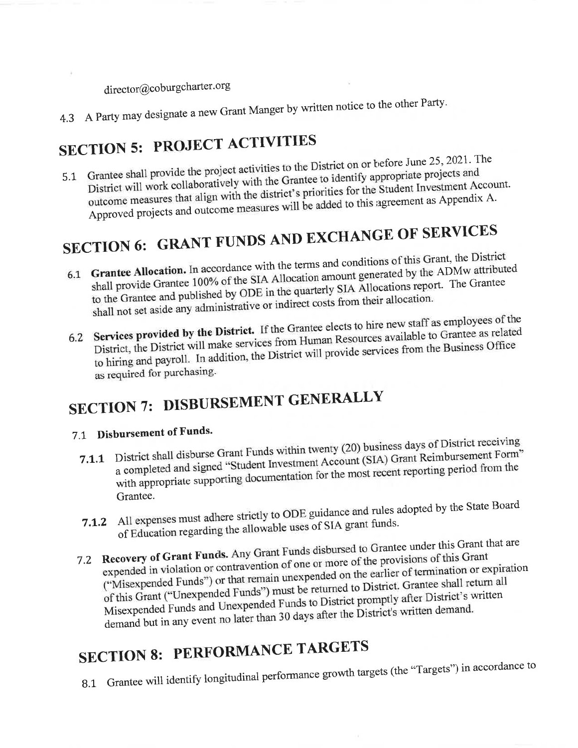director@coburgcharter.org

4.3 A Party may designate a new Grant Manger by written notice to the other Party.

## SECTION 5: PROJECT ACTIVITIES

5.1 Grantee shall provide the project activities to the District on or before June 25, 2021. The District will work collaboratively with the Grantee to identify appropriate projects and outcome measures that align with the district's priorities for the Student Investment Account. Approved projects and outcome measures will be added to this agreement as Appendix A.

## SECTION 6: GRANT FUNDS AND EXCHANGE OF SERVICES

6.1 **Grantee Allocation.** In accordance with the terms and conditions of this Grant, the District shall provide Grantee 100% of the SIA Allocation amount generated by the ADMw attributed to the Grantee and published by ODE in the quarterly SIA Allocations report. The Grantee shall not set aside any administrative or indirect costs from their allocation.

6.2 **Services provided by the District.** If the Grantee elects to hire new staff as employees of the District, the District will make services from Human Resources available to Grantee as related to hiring and payroll. In addition, the District will provide services from the Business Office as required for purchasing.

## SECTION 7: DISBURSEMENT GENERALLY

7.1 **Disbursement of Funds.**

**7.1.1** District shall disburse Grant Funds within twenty (20) business days of District receiving a completed and signed "Student Investment Account (SIA) Grant Reimbursement Form" with appropriate supporting documentation for the most recent reporting period from the Grantee.

**7.1.2** All expenses must adhere strictly to ODE guidance and rules adopted by the State Board of Education regarding the allowable uses of SIA grant funds.

7.2 **Recovery of Grant Funds.** Any Grant Funds disbursed to Grantee under this Grant that are expended in violation or contravention of one or more of the provisions of this Grant ("Misexpended Funds") or that remain unexpended on the earlier of termination or expiration of this Grant ("Unexpended Funds") must be returned to District. Grantee shall return all Misexpended Funds and Unexpended Funds to District promptly after District's written demand but in any event no later than 30 days after the District's written demand.

## SECTION 8: PERFORMANCE TARGETS

8.1 Grantee will identify longitudinal performance growth targets (the "Targets") in accordance to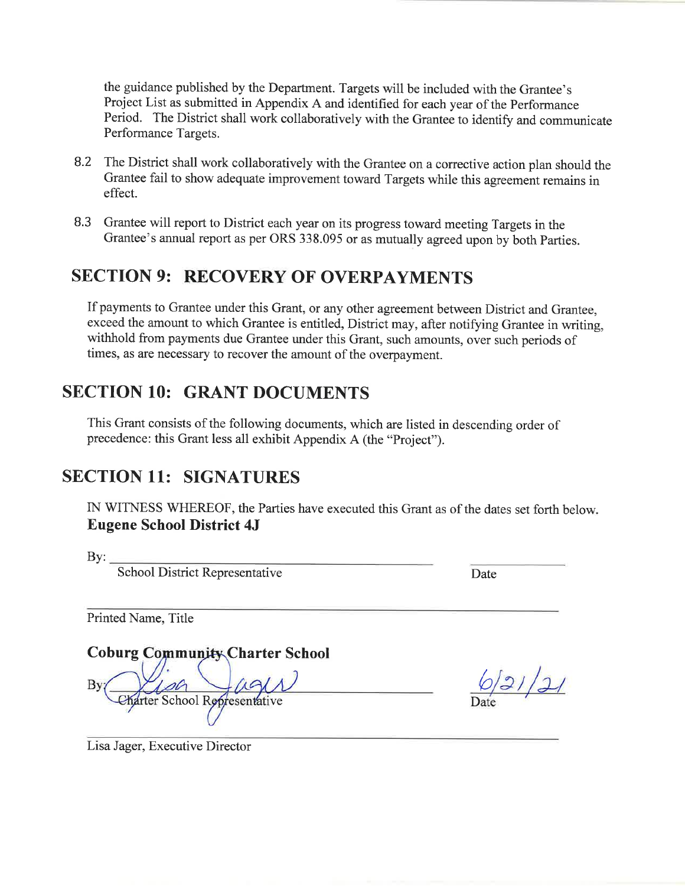the guidance published by the Department. Targets will be included with the Grantee's Project List as submitted in Appendix A and identified for each year of the Performance Period. The District shall work collaboratively with the Grantee to identify and communicate Performance Targets.

8.2 The District shall work collaboratively with the Grantee on a corrective action plan should the Grantee fail to show adequate improvement toward Targets while this agreement remains in effect.

8.3 Grantee will report to District each year on its progress toward meeting Targets in the Grantee's annual report as per ORS 338.095 or as mutually agreed upon by both Parties.

## SECTION 9: RECOVERY OF OVERPAYMENTS

If payments to Grantee under this Grant, or any other agreement between District and Grantee, exceed the amount to which Grantee is entitled, District may, after notifying Grantee in writing, withhold from payments due Grantee under this Grant, such amounts, over such periods of times, as are necessary to recover the amount of the overpayment.

## SECTION 10: GRANT DOCUMENTS

This Grant consists of the following documents, which are listed in descending order of precedence: this Grant less all exhibit Appendix A (the "Project").

## SECTION 11: SIGNATURES

IN WITNESS WHEREOF, the Parties have executed this Grant as of the dates set forth below.

**Eugene School District 4J**

By: ______________________________ ____________
School District Representative Date

______________________________
Printed Name, Title

**Coburg Community Charter School**

By: Lisa Jager 6/21/21
Charter School Representative Date

Lisa Jager, Executive Director